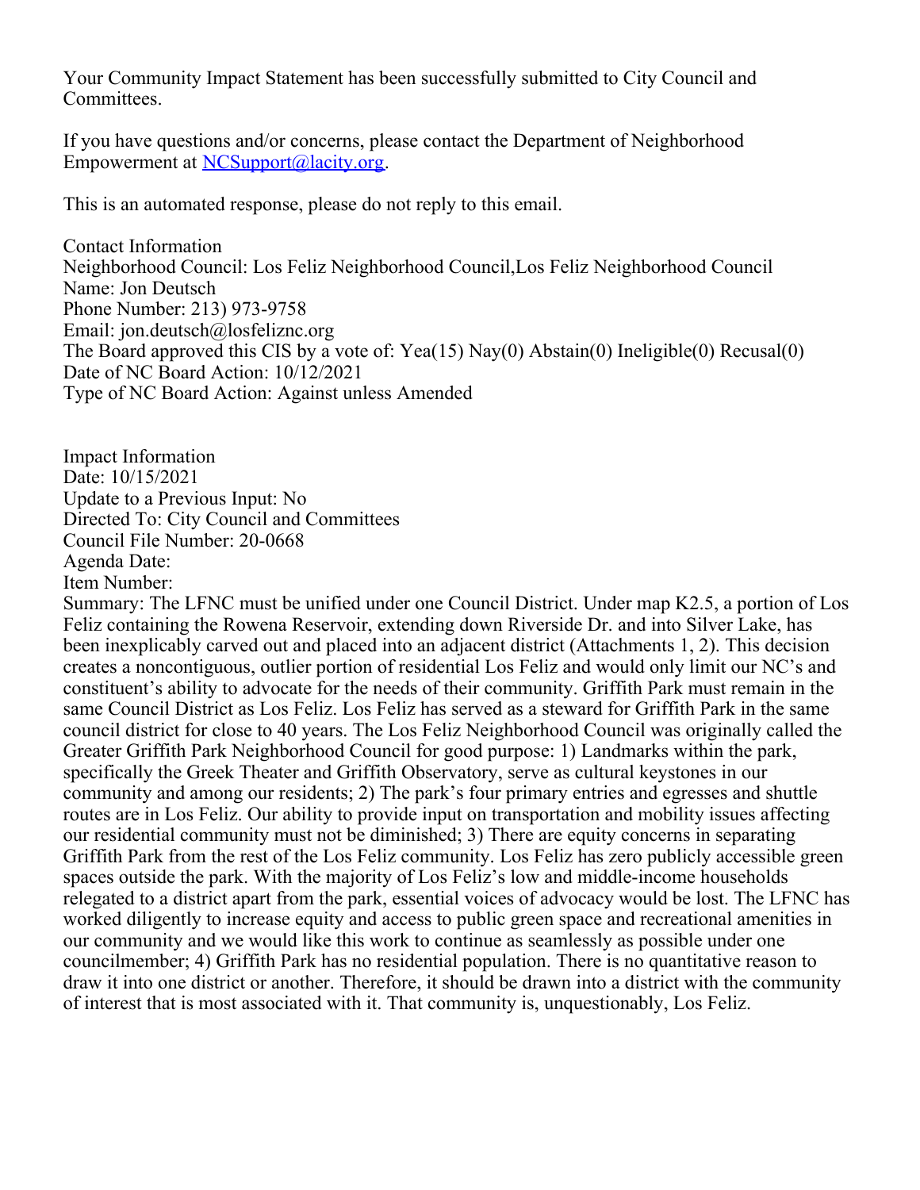Your Community Impact Statement has been successfully submitted to City Council and Committees.

If you have questions and/or concerns, please contact the Department of Neighborhood Empowerment at NCSupport@lacity.org.

This is an automated response, please do not reply to this email.

Contact Information
Neighborhood Council: Los Feliz Neighborhood Council,Los Feliz Neighborhood Council
Name: Jon Deutsch
Phone Number: 213) 973-9758
Email: jon.deutsch@losfeliznc.org
The Board approved this CIS by a vote of: Yea(15) Nay(0) Abstain(0) Ineligible(0) Recusal(0)
Date of NC Board Action: 10/12/2021
Type of NC Board Action: Against unless Amended

Impact Information
Date: 10/15/2021
Update to a Previous Input: No
Directed To: City Council and Committees
Council File Number: 20-0668
Agenda Date:
Item Number:
Summary: The LFNC must be unified under one Council District. Under map K2.5, a portion of Los Feliz containing the Rowena Reservoir, extending down Riverside Dr. and into Silver Lake, has been inexplicably carved out and placed into an adjacent district (Attachments 1, 2). This decision creates a noncontiguous, outlier portion of residential Los Feliz and would only limit our NC's and constituent's ability to advocate for the needs of their community. Griffith Park must remain in the same Council District as Los Feliz. Los Feliz has served as a steward for Griffith Park in the same council district for close to 40 years. The Los Feliz Neighborhood Council was originally called the Greater Griffith Park Neighborhood Council for good purpose: 1) Landmarks within the park, specifically the Greek Theater and Griffith Observatory, serve as cultural keystones in our community and among our residents; 2) The park's four primary entries and egresses and shuttle routes are in Los Feliz. Our ability to provide input on transportation and mobility issues affecting our residential community must not be diminished; 3) There are equity concerns in separating Griffith Park from the rest of the Los Feliz community. Los Feliz has zero publicly accessible green spaces outside the park. With the majority of Los Feliz's low and middle-income households relegated to a district apart from the park, essential voices of advocacy would be lost. The LFNC has worked diligently to increase equity and access to public green space and recreational amenities in our community and we would like this work to continue as seamlessly as possible under one councilmember; 4) Griffith Park has no residential population. There is no quantitative reason to draw it into one district or another. Therefore, it should be drawn into a district with the community of interest that is most associated with it. That community is, unquestionably, Los Feliz.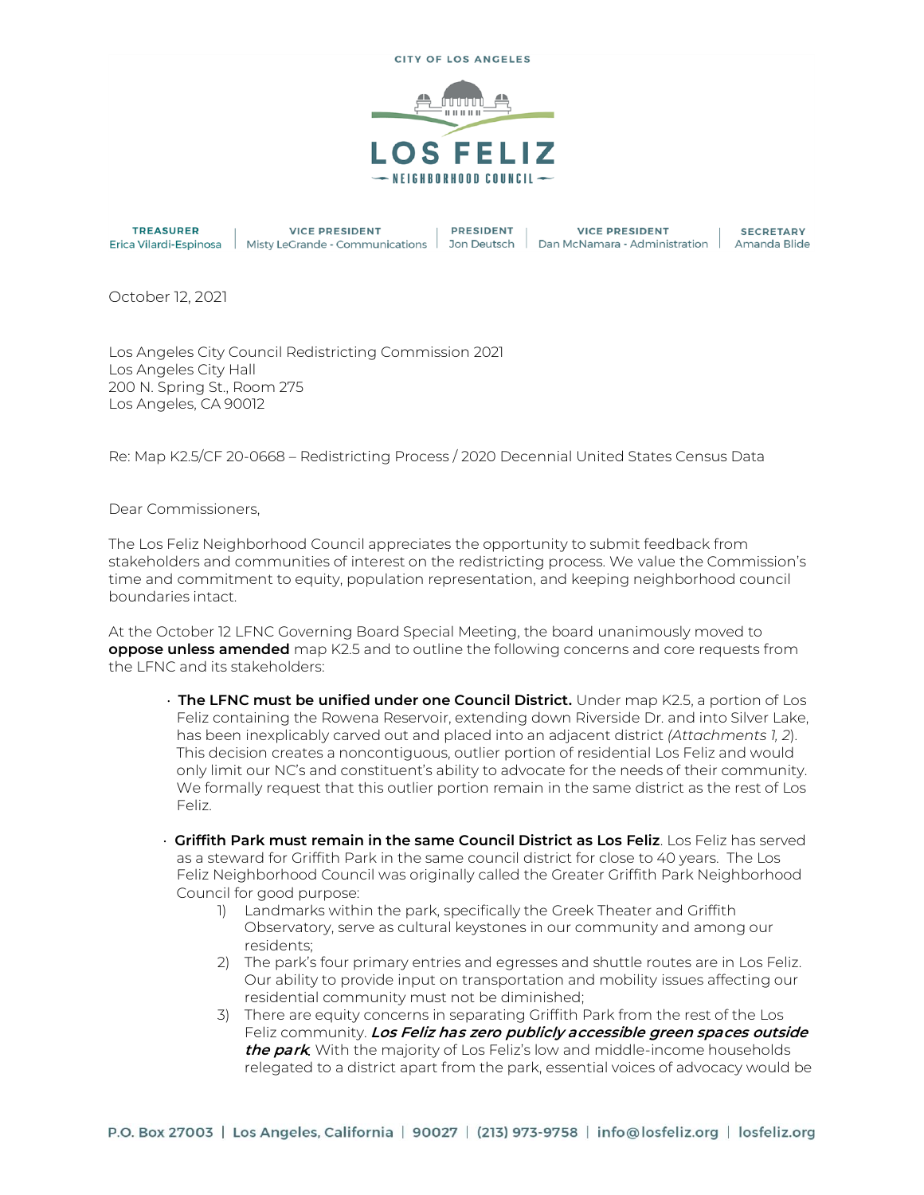CITY OF LOS ANGELES

# LOS FELIZ

NEIGHBORHOOD COUNCIL

| TREASURER | VICE PRESIDENT | PRESIDENT | VICE PRESIDENT | SECRETARY |
|---|---|---|---|---|
| Erica Vilardi-Espinosa | Misty LeGrande - Communications | Jon Deutsch | Dan McNamara - Administration | Amanda Blide |

October 12, 2021

Los Angeles City Council Redistricting Commission 2021
Los Angeles City Hall
200 N. Spring St., Room 275
Los Angeles, CA 90012

Re: Map K2.5/CF 20-0668 – Redistricting Process / 2020 Decennial United States Census Data

Dear Commissioners,

The Los Feliz Neighborhood Council appreciates the opportunity to submit feedback from stakeholders and communities of interest on the redistricting process. We value the Commission's time and commitment to equity, population representation, and keeping neighborhood council boundaries intact.

At the October 12 LFNC Governing Board Special Meeting, the board unanimously moved to **oppose unless amended** map K2.5 and to outline the following concerns and core requests from the LFNC and its stakeholders:

- **The LFNC must be unified under one Council District.** Under map K2.5, a portion of Los Feliz containing the Rowena Reservoir, extending down Riverside Dr. and into Silver Lake, has been inexplicably carved out and placed into an adjacent district *(Attachments 1, 2)*. This decision creates a noncontiguous, outlier portion of residential Los Feliz and would only limit our NC's and constituent's ability to advocate for the needs of their community. We formally request that this outlier portion remain in the same district as the rest of Los Feliz.

- **Griffith Park must remain in the same Council District as Los Feliz**. Los Feliz has served as a steward for Griffith Park in the same council district for close to 40 years. The Los Feliz Neighborhood Council was originally called the Greater Griffith Park Neighborhood Council for good purpose:
    1) Landmarks within the park, specifically the Greek Theater and Griffith Observatory, serve as cultural keystones in our community and among our residents;
    2) The park's four primary entries and egresses and shuttle routes are in Los Feliz. Our ability to provide input on transportation and mobility issues affecting our residential community must not be diminished;
    3) There are equity concerns in separating Griffith Park from the rest of the Los Feliz community. ***Los Feliz has zero publicly accessible green spaces outside the park***. With the majority of Los Feliz's low and middle-income households relegated to a district apart from the park, essential voices of advocacy would be

P.O. Box 27003 | Los Angeles, California | 90027 | (213) 973-9758 | info@losfeliz.org | losfeliz.org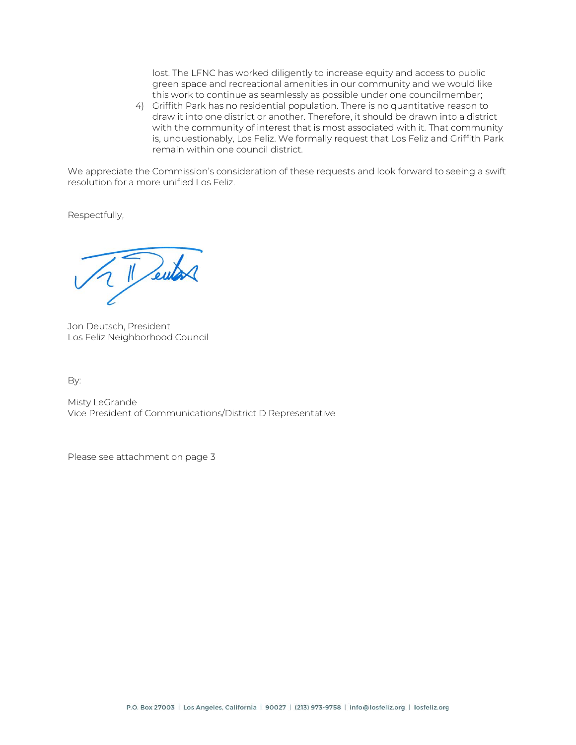lost. The LFNC has worked diligently to increase equity and access to public green space and recreational amenities in our community and we would like this work to continue as seamlessly as possible under one councilmember;

4) Griffith Park has no residential population. There is no quantitative reason to draw it into one district or another. Therefore, it should be drawn into a district with the community of interest that is most associated with it. That community is, unquestionably, Los Feliz. We formally request that Los Feliz and Griffith Park remain within one council district.

We appreciate the Commission's consideration of these requests and look forward to seeing a swift resolution for a more unified Los Feliz.

Respectfully,

Jon Deutsch, President
Los Feliz Neighborhood Council

By:

Misty LeGrande
Vice President of Communications/District D Representative

Please see attachment on page 3

P.O. Box 27003 | Los Angeles, California | 90027 | (213) 973-9758 | info@losfeliz.org | losfeliz.org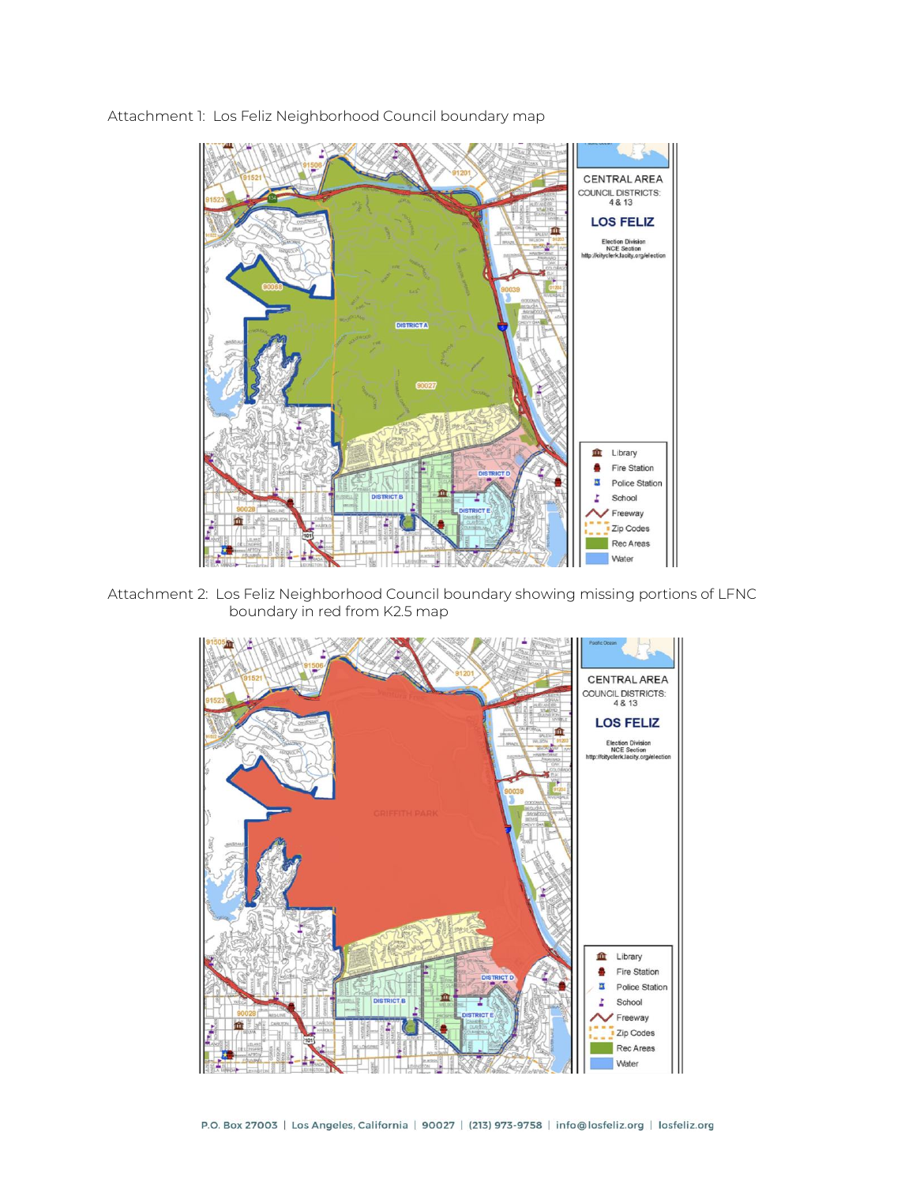Attachment 1: Los Feliz Neighborhood Council boundary map

CENTRAL AREA
COUNCIL DISTRICTS: 4 & 13

LOS FELIZ

Election Division
NCE Section
http://cityclerk.lacity.org/election

Library
Fire Station
Police Station
School
Freeway
Zip Codes
Rec Areas
Water

Attachment 2: Los Feliz Neighborhood Council boundary showing missing portions of LFNC boundary in red from K2.5 map

CENTRAL AREA
COUNCIL DISTRICTS: 4 & 13

LOS FELIZ

Election Division
NCE Section
http://cityclerk.lacity.org/election

Library
Fire Station
Police Station
School
Freeway
Zip Codes
Rec Areas
Water

P.O. Box 27003 | Los Angeles, California | 90027 | (213) 973-9758 | info@losfeliz.org | losfeliz.org